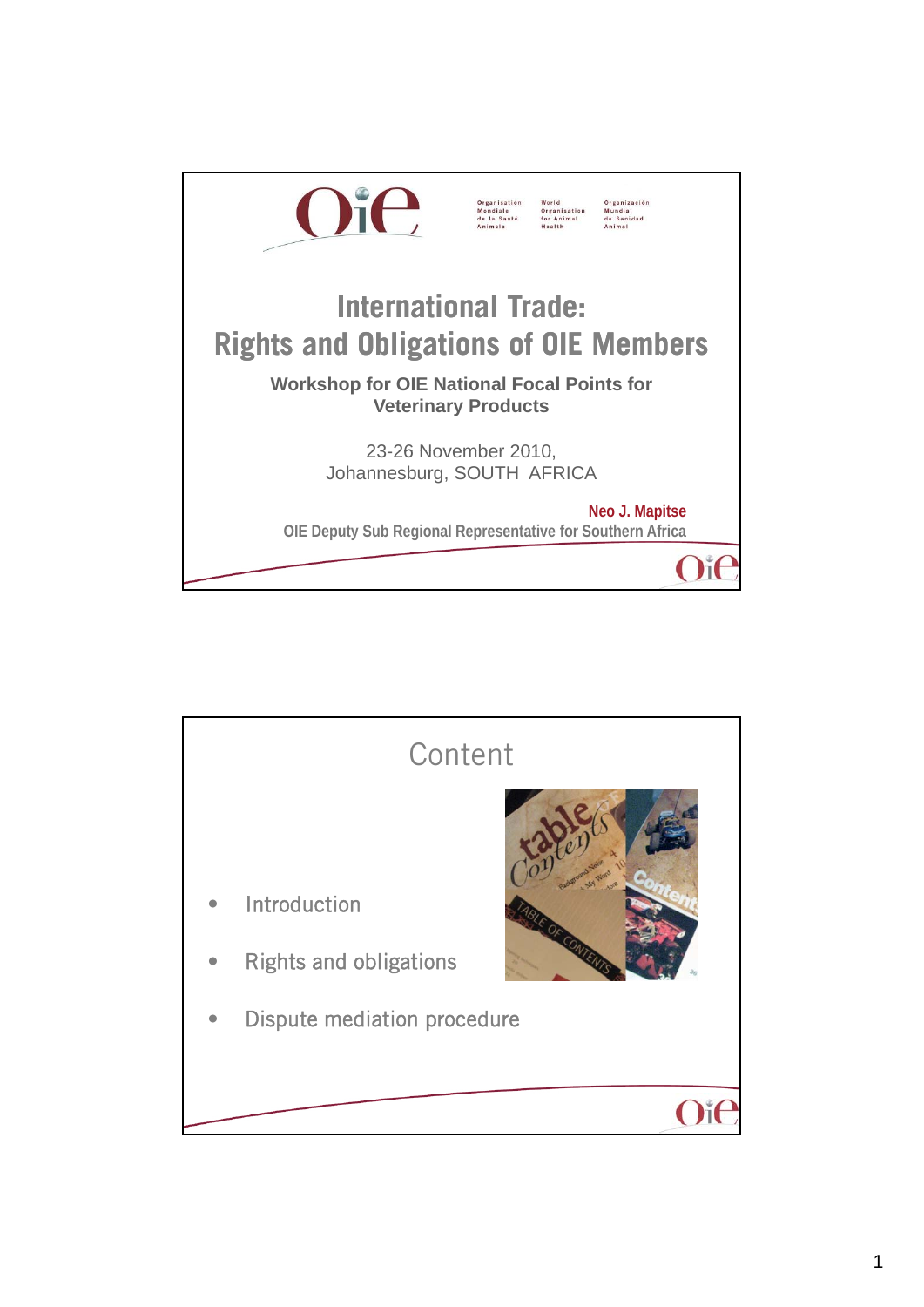Organisation Mondiale de la Santé Animale | World Organisation for Animal Health | Organización Mundial de Sanidad Animal

# International Trade: Rights and Obligations of OIE Members

**Workshop for OIE National Focal Points for Veterinary Products**

23-26 November 2010,
Johannesburg, SOUTH AFRICA

**Neo J. Mapitse**
OIE Deputy Sub Regional Representative for Southern Africa

## Content

- Introduction
- Rights and obligations
- Dispute mediation procedure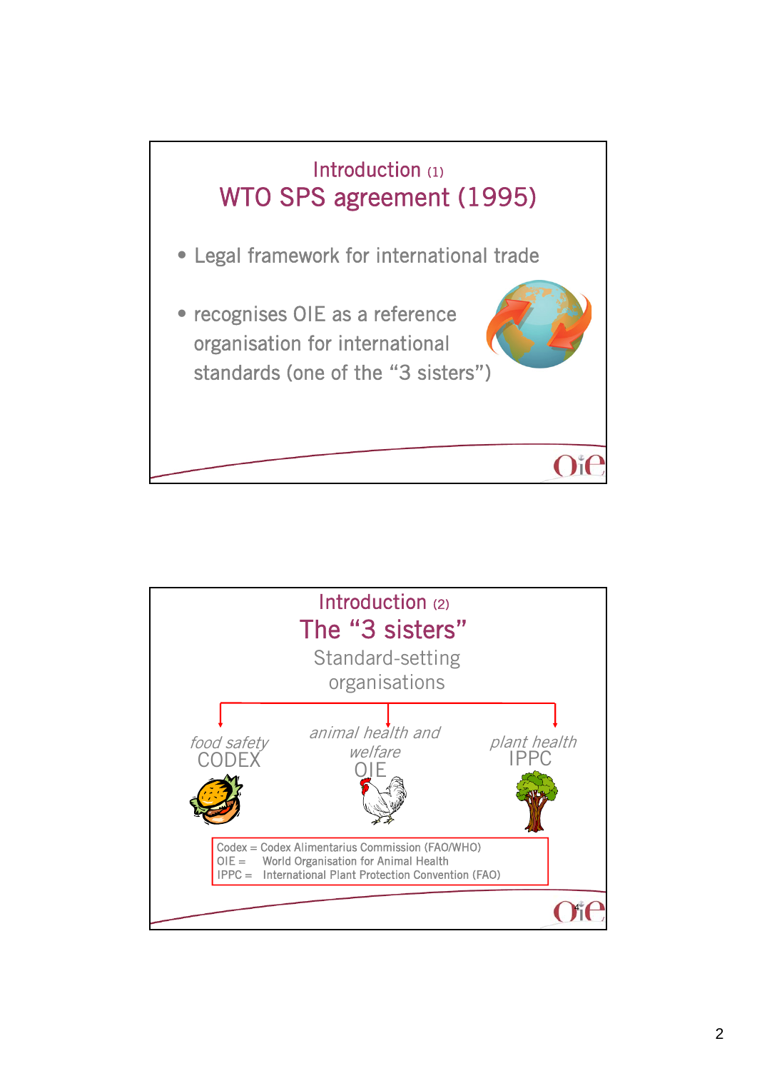## Introduction (1)

# WTO SPS agreement (1995)

- Legal framework for international trade
- recognises OIE as a reference organisation for international standards (one of the "3 sisters")

## Introduction (2)

# The "3 sisters"

Standard-setting organisations

*food safety* CODEX

*animal health and welfare* OIE

*plant health* IPPC

Codex = Codex Alimentarius Commission (FAO/WHO)
OIE = World Organisation for Animal Health
IPPC = International Plant Protection Convention (FAO)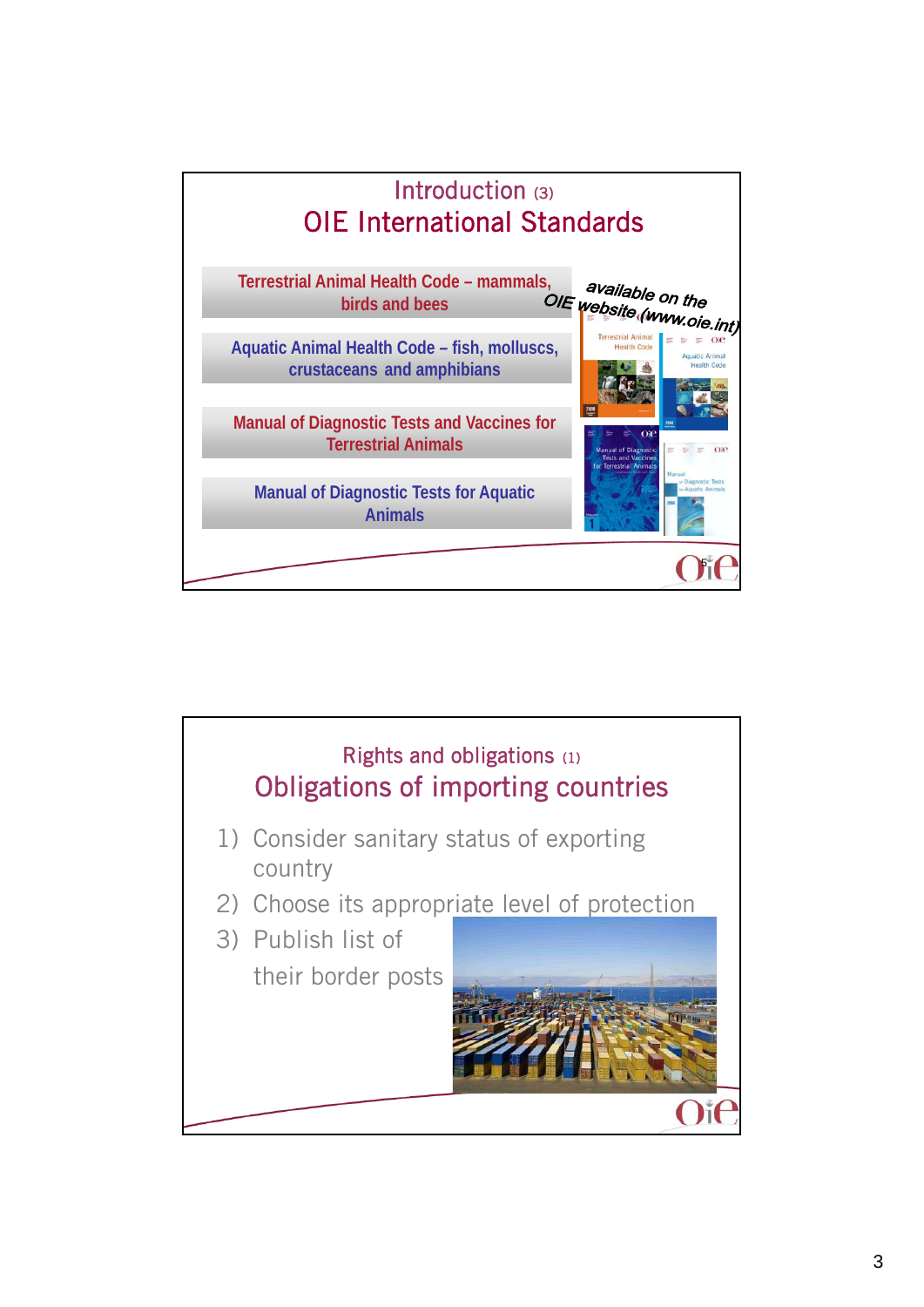## Introduction (3)

## OIE International Standards

- Terrestrial Animal Health Code – mammals, birds and bees
- Aquatic Animal Health Code – fish, molluscs, crustaceans and amphibians
- Manual of Diagnostic Tests and Vaccines for Terrestrial Animals
- Manual of Diagnostic Tests for Aquatic Animals

*available on the OIE website (www.oie.int)*

## Rights and obligations (1)

## Obligations of importing countries

1) Consider sanitary status of exporting country
2) Choose its appropriate level of protection
3) Publish list of their border posts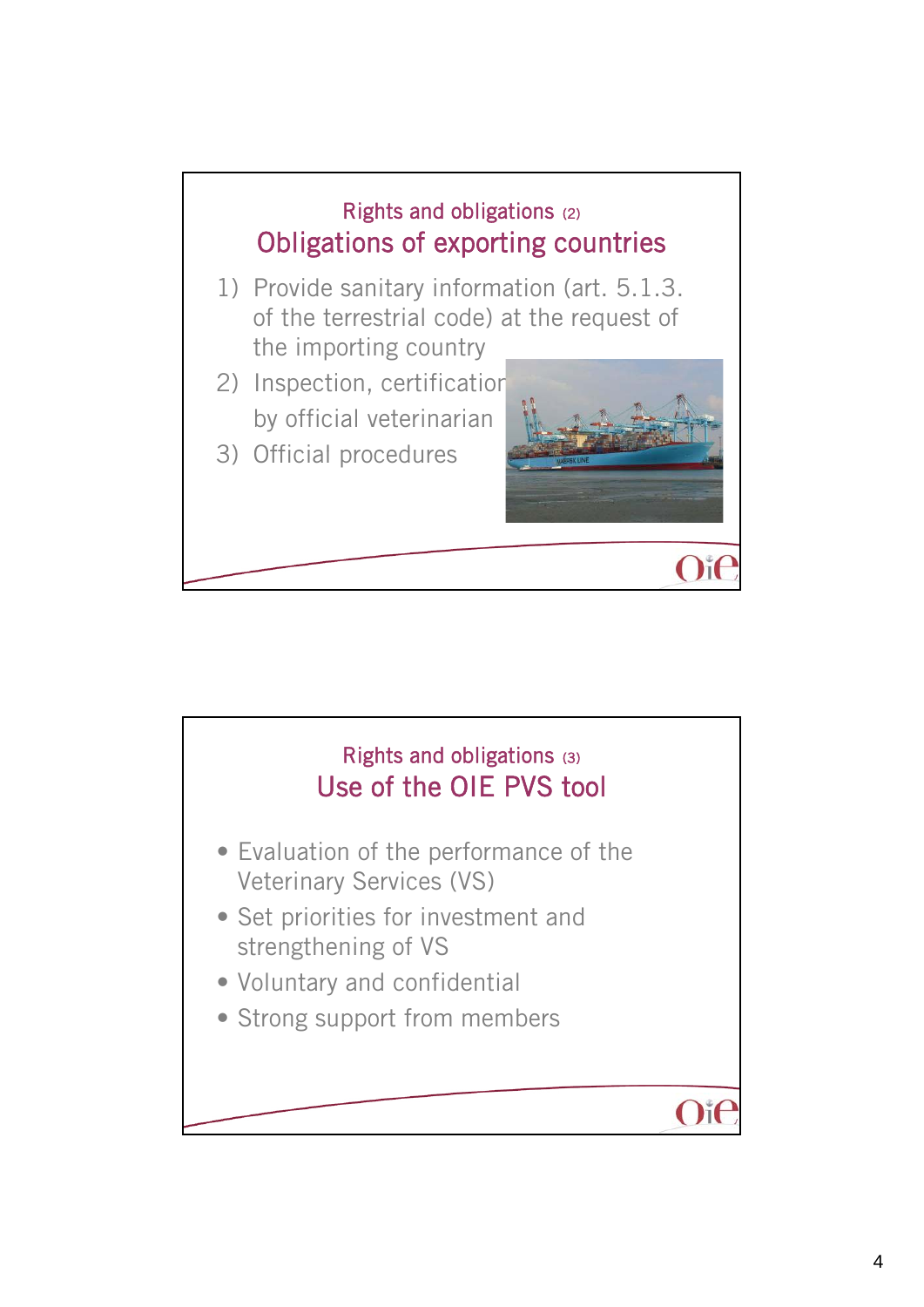## Rights and obligations (2)

## Obligations of exporting countries

1) Provide sanitary information (art. 5.1.3. of the terrestrial code) at the request of the importing country
2) Inspection, certification by official veterinarian
3) Official procedures

## Rights and obligations (3)

## Use of the OIE PVS tool

- Evaluation of the performance of the Veterinary Services (VS)
- Set priorities for investment and strengthening of VS
- Voluntary and confidential
- Strong support from members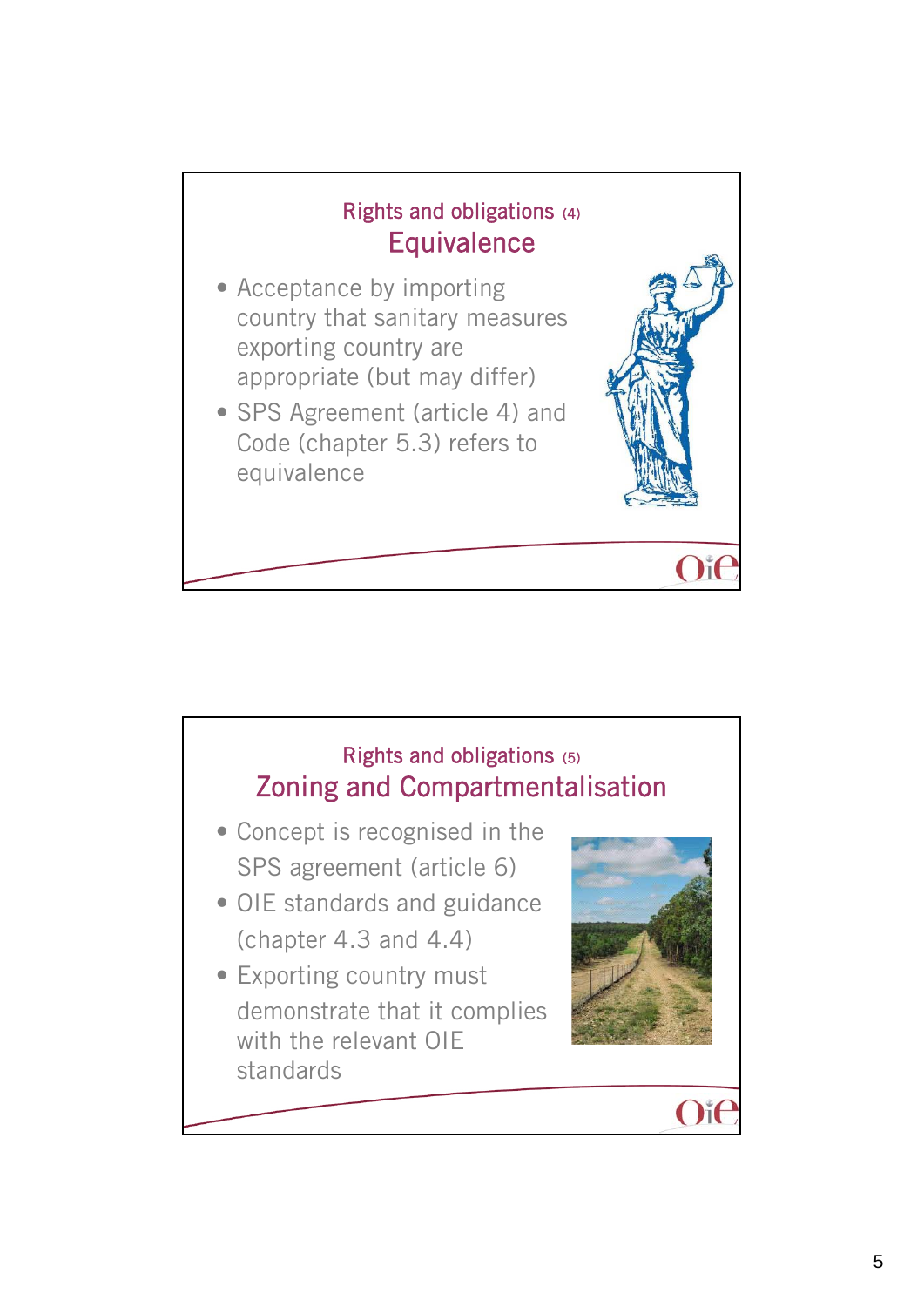## Rights and obligations (4)
### Equivalence

- Acceptance by importing country that sanitary measures exporting country are appropriate (but may differ)
- SPS Agreement (article 4) and Code (chapter 5.3) refers to equivalence

## Rights and obligations (5)
### Zoning and Compartmentalisation

- Concept is recognised in the SPS agreement (article 6)
- OIE standards and guidance (chapter 4.3 and 4.4)
- Exporting country must demonstrate that it complies with the relevant OIE standards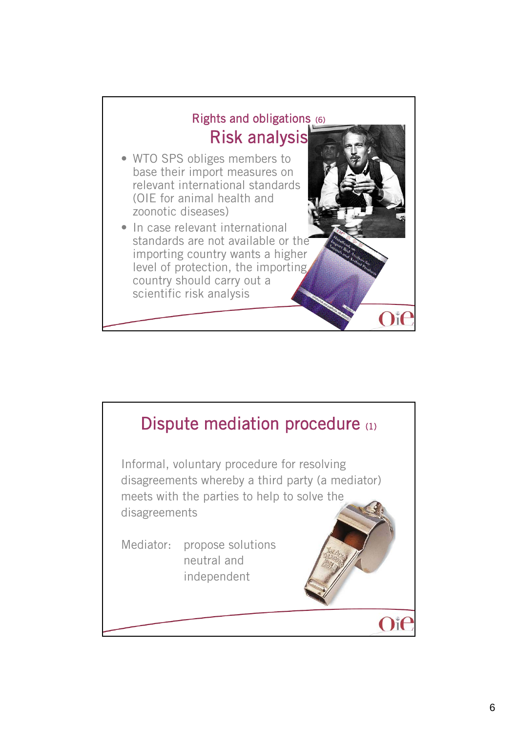## Rights and obligations (6)

### Risk analysis

- WTO SPS obliges members to base their import measures on relevant international standards (OIE for animal health and zoonotic diseases)
- In case relevant international standards are not available or the importing country wants a higher level of protection, the importing country should carry out a scientific risk analysis

## Dispute mediation procedure (1)

Informal, voluntary procedure for resolving disagreements whereby a third party (a mediator) meets with the parties to help to solve the disagreements

Mediator: propose solutions
neutral and independent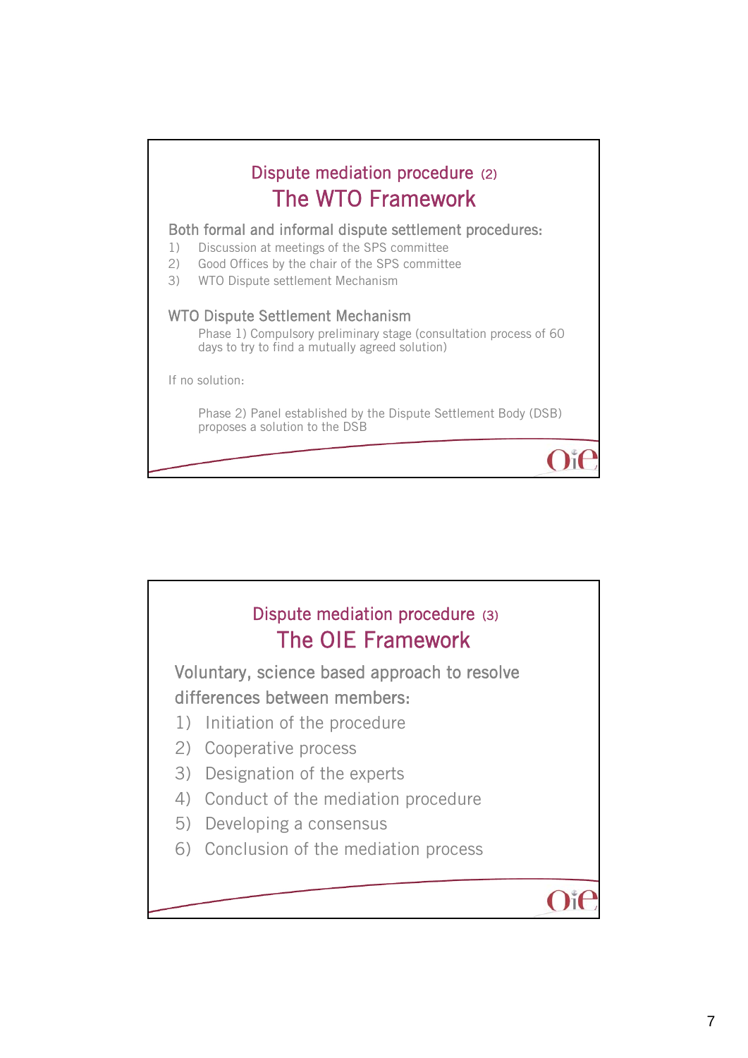## Dispute mediation procedure (2)
## The WTO Framework

Both formal and informal dispute settlement procedures:

1) Discussion at meetings of the SPS committee
2) Good Offices by the chair of the SPS committee
3) WTO Dispute settlement Mechanism

WTO Dispute Settlement Mechanism

Phase 1) Compulsory preliminary stage (consultation process of 60 days to try to find a mutually agreed solution)

If no solution:

Phase 2) Panel established by the Dispute Settlement Body (DSB) proposes a solution to the DSB

## Dispute mediation procedure (3)
## The OIE Framework

Voluntary, science based approach to resolve differences between members:

1) Initiation of the procedure
2) Cooperative process
3) Designation of the experts
4) Conduct of the mediation procedure
5) Developing a consensus
6) Conclusion of the mediation process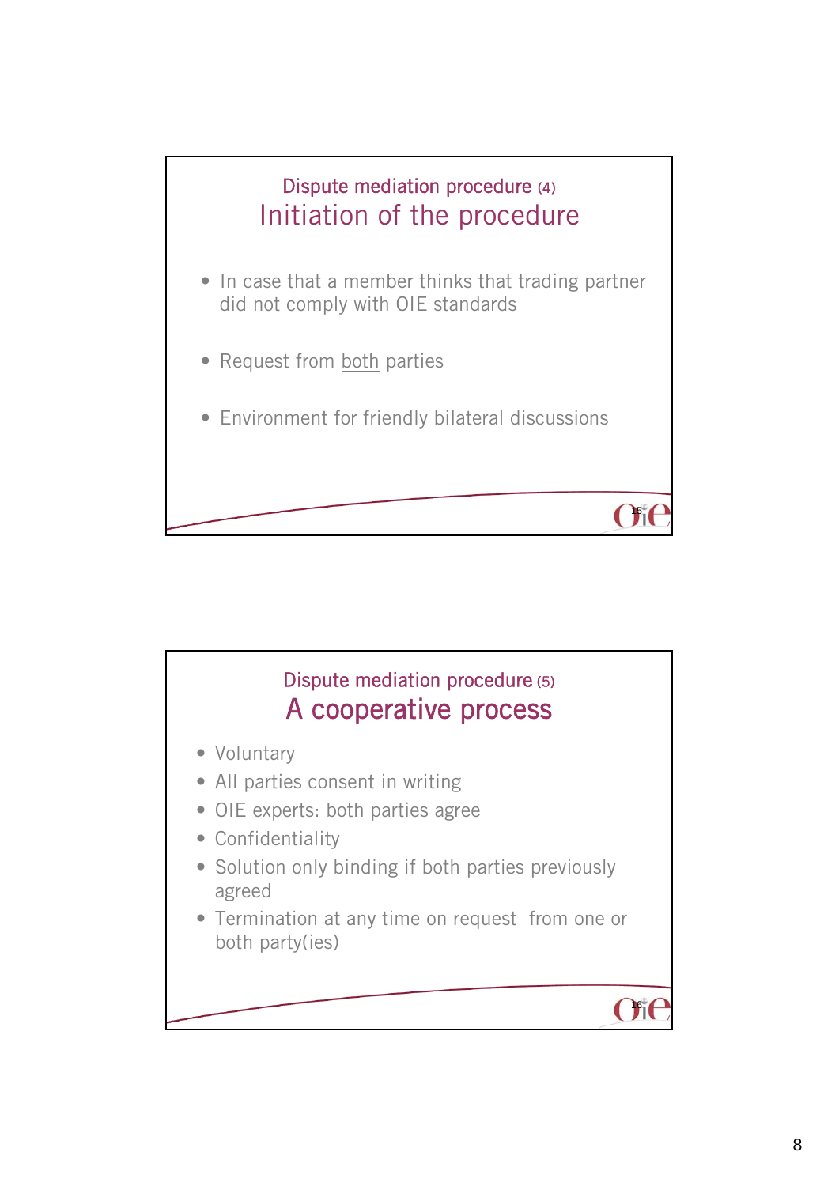## Dispute mediation procedure (4)
## Initiation of the procedure

- In case that a member thinks that trading partner did not comply with OIE standards
- Request from <u>both</u> parties
- Environment for friendly bilateral discussions

## Dispute mediation procedure (5)
## A cooperative process

- Voluntary
- All parties consent in writing
- OIE experts: both parties agree
- Confidentiality
- Solution only binding if both parties previously agreed
- Termination at any time on request from one or both party(ies)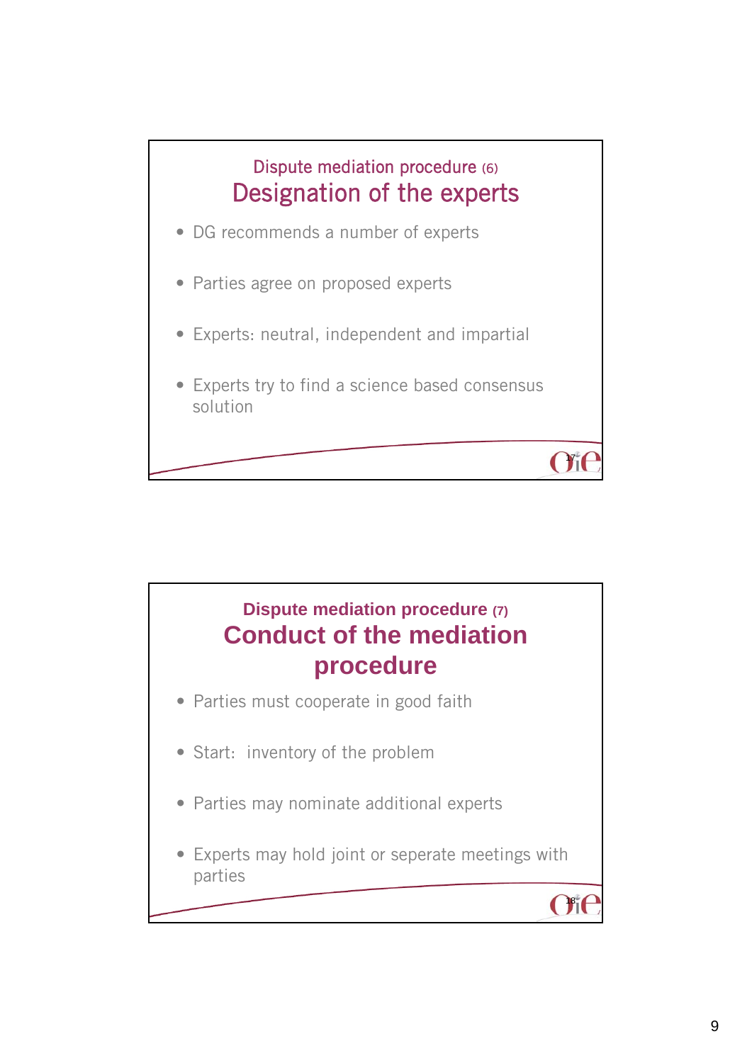## Dispute mediation procedure (6)
# Designation of the experts

- DG recommends a number of experts
- Parties agree on proposed experts
- Experts: neutral, independent and impartial
- Experts try to find a science based consensus solution

## Dispute mediation procedure (7)
# Conduct of the mediation procedure

- Parties must cooperate in good faith
- Start: inventory of the problem
- Parties may nominate additional experts
- Experts may hold joint or seperate meetings with parties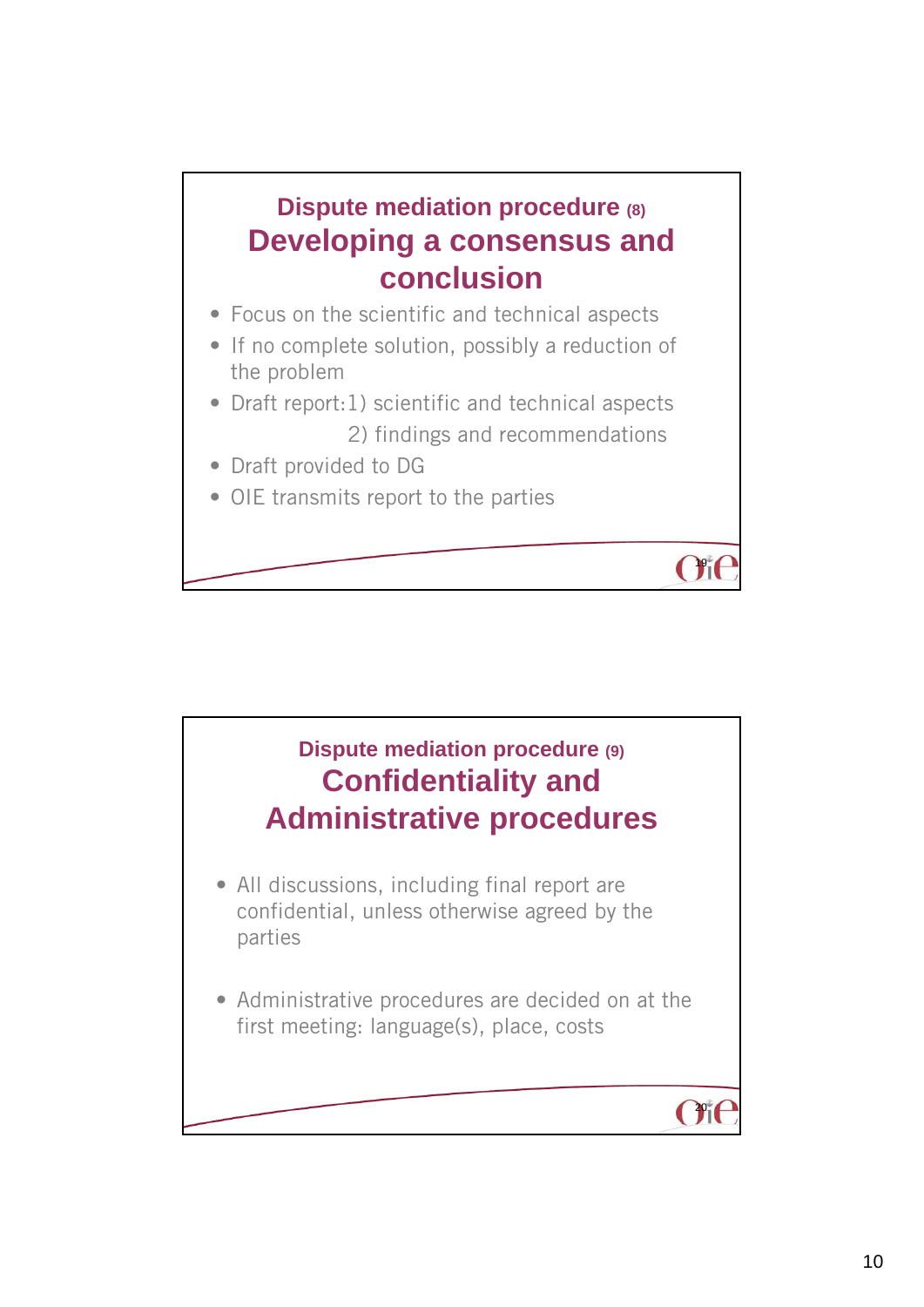## Dispute mediation procedure (8)
## Developing a consensus and conclusion

- Focus on the scientific and technical aspects
- If no complete solution, possibly a reduction of the problem
- Draft report: 1) scientific and technical aspects
  2) findings and recommendations
- Draft provided to DG
- OIE transmits report to the parties

## Dispute mediation procedure (9)
## Confidentiality and Administrative procedures

- All discussions, including final report are confidential, unless otherwise agreed by the parties
- Administrative procedures are decided on at the first meeting: language(s), place, costs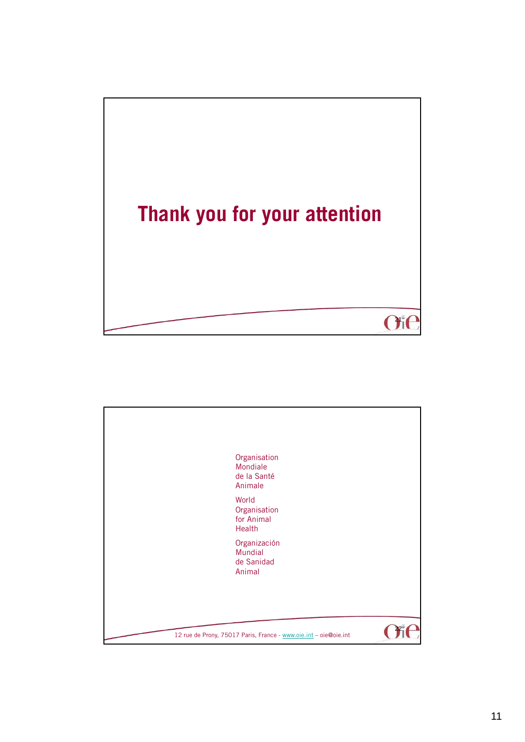# Thank you for your attention

Organisation
Mondiale
de la Santé
Animale

World
Organisation
for Animal
Health

Organización
Mundial
de Sanidad
Animal

12 rue de Prony, 75017 Paris, France - www.oie.int – oie@oie.int